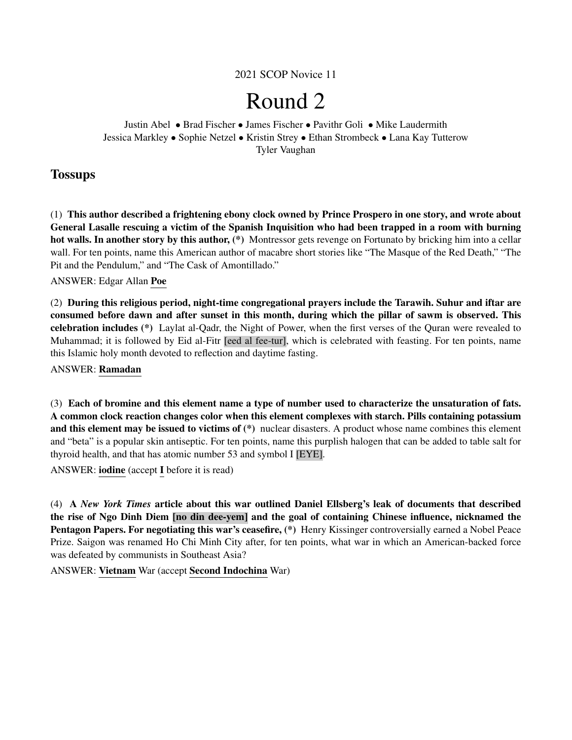2021 SCOP Novice 11

# Round 2

Justin Abel • Brad Fischer • James Fischer • Pavithr Goli • Mike Laudermith
Jessica Markley • Sophie Netzel • Kristin Strey • Ethan Strombeck • Lana Kay Tutterow
Tyler Vaughan

## Tossups

(1) **This author described a frightening ebony clock owned by Prince Prospero in one story, and wrote about General Lasalle rescuing a victim of the Spanish Inquisition who had been trapped in a room with burning hot walls. In another story by this author, (*)** Montressor gets revenge on Fortunato by bricking him into a cellar wall. For ten points, name this American author of macabre short stories like "The Masque of the Red Death," "The Pit and the Pendulum," and "The Cask of Amontillado."

ANSWER: Edgar Allan **Poe**

(2) **During this religious period, night-time congregational prayers include the Tarawih. Suhur and iftar are consumed before dawn and after sunset in this month, during which the pillar of sawm is observed. This celebration includes (*)** Laylat al-Qadr, the Night of Power, when the first verses of the Quran were revealed to Muhammad; it is followed by Eid al-Fitr [eed al fee-tur], which is celebrated with feasting. For ten points, name this Islamic holy month devoted to reflection and daytime fasting.

ANSWER: **Ramadan**

(3) **Each of bromine and this element name a type of number used to characterize the unsaturation of fats. A common clock reaction changes color when this element complexes with starch. Pills containing potassium and this element may be issued to victims of (*)** nuclear disasters. A product whose name combines this element and "beta" is a popular skin antiseptic. For ten points, name this purplish halogen that can be added to table salt for thyroid health, and that has atomic number 53 and symbol I [EYE].

ANSWER: **iodine** (accept **I** before it is read)

(4) **A *New York Times* article about this war outlined Daniel Ellsberg's leak of documents that described the rise of Ngo Dinh Diem [no din dee-yem] and the goal of containing Chinese influence, nicknamed the Pentagon Papers. For negotiating this war's ceasefire, (*)** Henry Kissinger controversially earned a Nobel Peace Prize. Saigon was renamed Ho Chi Minh City after, for ten points, what war in which an American-backed force was defeated by communists in Southeast Asia?

ANSWER: **Vietnam** War (accept **Second Indochina** War)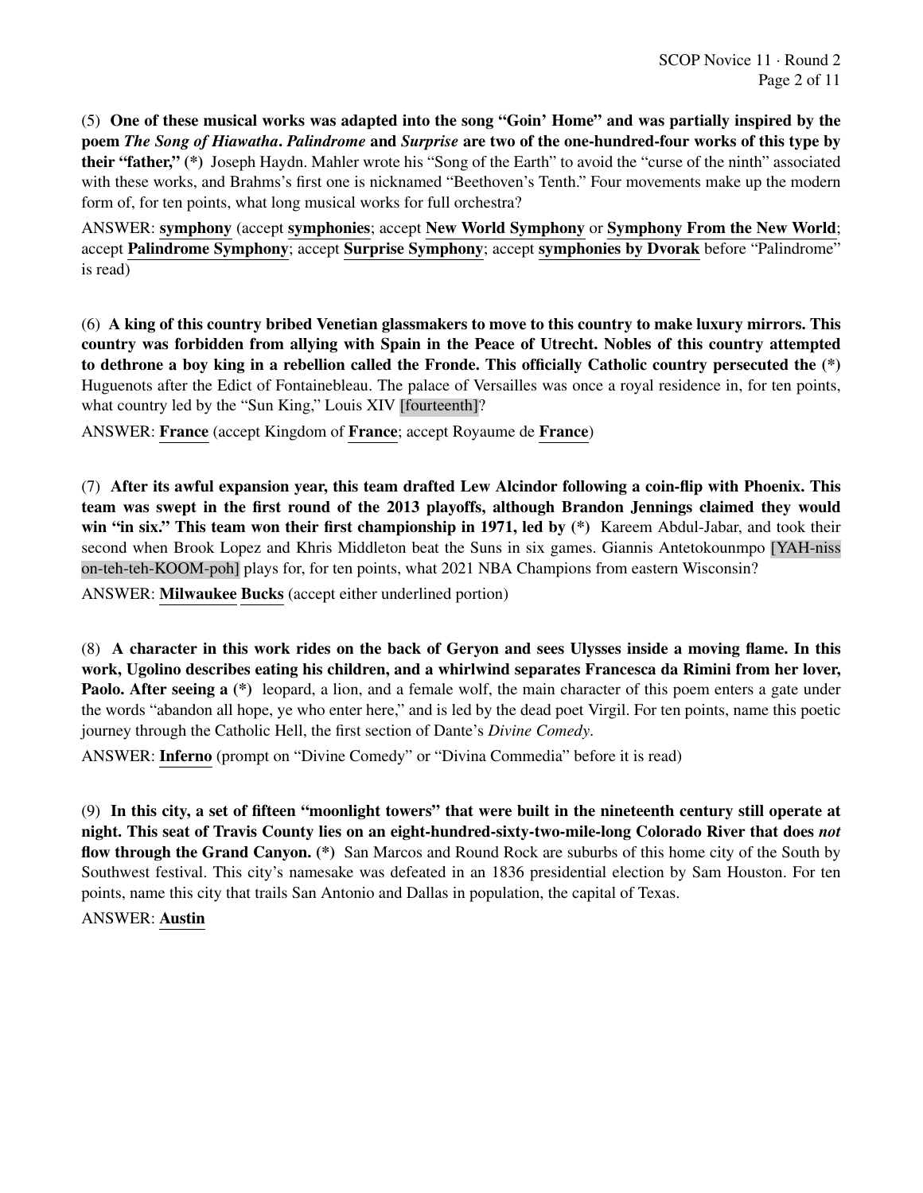(5) **One of these musical works was adapted into the song "Goin' Home" and was partially inspired by the poem *The Song of Hiawatha*. *Palindrome* and *Surprise* are two of the one-hundred-four works of this type by their "father," (*)** Joseph Haydn. Mahler wrote his "Song of the Earth" to avoid the "curse of the ninth" associated with these works, and Brahms's first one is nicknamed "Beethoven's Tenth." Four movements make up the modern form of, for ten points, what long musical works for full orchestra?

ANSWER: **symphony** (accept **symphonies**; accept **New World Symphony** or **Symphony From the New World**; accept **Palindrome Symphony**; accept **Surprise Symphony**; accept **symphonies by Dvorak** before "Palindrome" is read)

(6) **A king of this country bribed Venetian glassmakers to move to this country to make luxury mirrors. This country was forbidden from allying with Spain in the Peace of Utrecht. Nobles of this country attempted to dethrone a boy king in a rebellion called the Fronde. This officially Catholic country persecuted the (*)** Huguenots after the Edict of Fontainebleau. The palace of Versailles was once a royal residence in, for ten points, what country led by the "Sun King," Louis XIV [fourteenth]?

ANSWER: **France** (accept Kingdom of **France**; accept Royaume de **France**)

(7) **After its awful expansion year, this team drafted Lew Alcindor following a coin-flip with Phoenix. This team was swept in the first round of the 2013 playoffs, although Brandon Jennings claimed they would win "in six." This team won their first championship in 1971, led by (*)** Kareem Abdul-Jabar, and took their second when Brook Lopez and Khris Middleton beat the Suns in six games. Giannis Antetokounmpo [YAH-niss on-teh-teh-KOOM-poh] plays for, for ten points, what 2021 NBA Champions from eastern Wisconsin?

ANSWER: **Milwaukee Bucks** (accept either underlined portion)

(8) **A character in this work rides on the back of Geryon and sees Ulysses inside a moving flame. In this work, Ugolino describes eating his children, and a whirlwind separates Francesca da Rimini from her lover, Paolo. After seeing a (*)** leopard, a lion, and a female wolf, the main character of this poem enters a gate under the words "abandon all hope, ye who enter here," and is led by the dead poet Virgil. For ten points, name this poetic journey through the Catholic Hell, the first section of Dante's *Divine Comedy*.

ANSWER: **Inferno** (prompt on "Divine Comedy" or "Divina Commedia" before it is read)

(9) **In this city, a set of fifteen "moonlight towers" that were built in the nineteenth century still operate at night. This seat of Travis County lies on an eight-hundred-sixty-two-mile-long Colorado River that does *not* flow through the Grand Canyon. (*)** San Marcos and Round Rock are suburbs of this home city of the South by Southwest festival. This city's namesake was defeated in an 1836 presidential election by Sam Houston. For ten points, name this city that trails San Antonio and Dallas in population, the capital of Texas.

ANSWER: **Austin**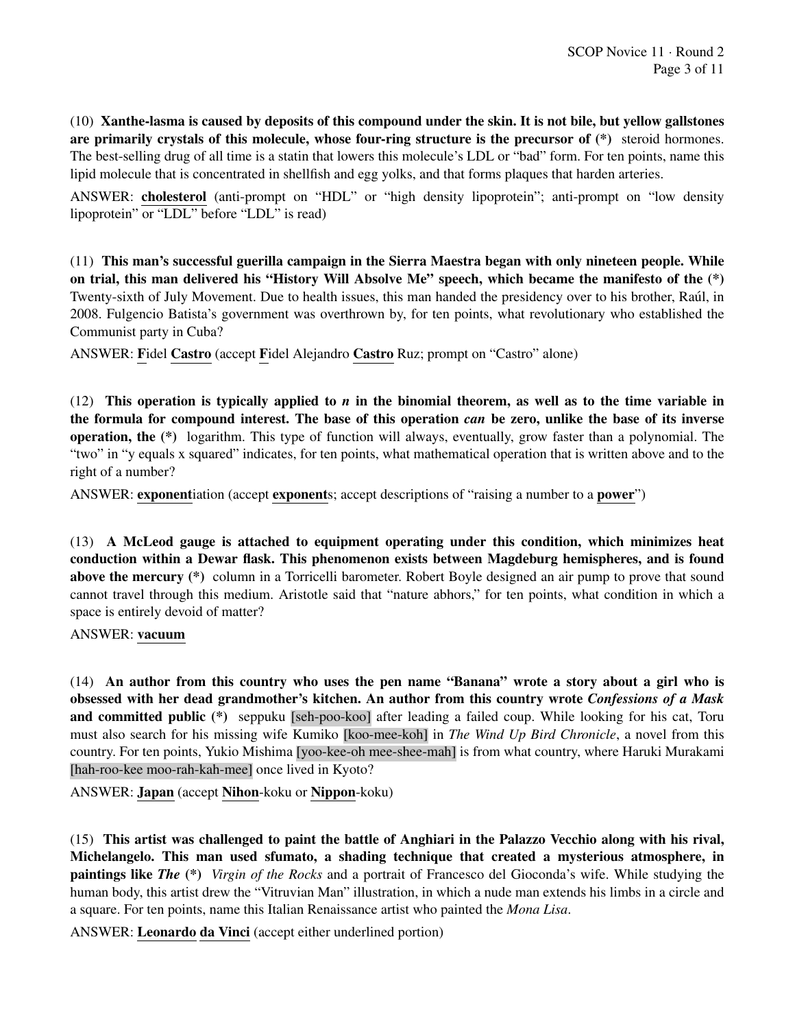(10) **Xanthe-lasma is caused by deposits of this compound under the skin. It is not bile, but yellow gallstones are primarily crystals of this molecule, whose four-ring structure is the precursor of (*)** steroid hormones. The best-selling drug of all time is a statin that lowers this molecule's LDL or "bad" form. For ten points, name this lipid molecule that is concentrated in shellfish and egg yolks, and that forms plaques that harden arteries.

ANSWER: **cholesterol** (anti-prompt on "HDL" or "high density lipoprotein"; anti-prompt on "low density lipoprotein" or "LDL" before "LDL" is read)

(11) **This man's successful guerilla campaign in the Sierra Maestra began with only nineteen people. While on trial, this man delivered his "History Will Absolve Me" speech, which became the manifesto of the (*)** Twenty-sixth of July Movement. Due to health issues, this man handed the presidency over to his brother, Raúl, in 2008. Fulgencio Batista's government was overthrown by, for ten points, what revolutionary who established the Communist party in Cuba?

ANSWER: **F**idel **Castro** (accept **F**idel Alejandro **Castro** Ruz; prompt on "Castro" alone)

(12) **This operation is typically applied to *n* in the binomial theorem, as well as to the time variable in the formula for compound interest. The base of this operation *can* be zero, unlike the base of its inverse operation, the (*)** logarithm. This type of function will always, eventually, grow faster than a polynomial. The "two" in "y equals x squared" indicates, for ten points, what mathematical operation that is written above and to the right of a number?

ANSWER: **exponent**iation (accept **exponent**s; accept descriptions of "raising a number to a **power**")

(13) **A McLeod gauge is attached to equipment operating under this condition, which minimizes heat conduction within a Dewar flask. This phenomenon exists between Magdeburg hemispheres, and is found above the mercury (*)** column in a Torricelli barometer. Robert Boyle designed an air pump to prove that sound cannot travel through this medium. Aristotle said that "nature abhors," for ten points, what condition in which a space is entirely devoid of matter?

ANSWER: **vacuum**

(14) **An author from this country who uses the pen name "Banana" wrote a story about a girl who is obsessed with her dead grandmother's kitchen. An author from this country wrote *Confessions of a Mask* and committed public (*)** seppuku [seh-poo-koo] after leading a failed coup. While looking for his cat, Toru must also search for his missing wife Kumiko [koo-mee-koh] in *The Wind Up Bird Chronicle*, a novel from this country. For ten points, Yukio Mishima [yoo-kee-oh mee-shee-mah] is from what country, where Haruki Murakami [hah-roo-kee moo-rah-kah-mee] once lived in Kyoto?

ANSWER: **Japan** (accept **Nihon**-koku or **Nippon**-koku)

(15) **This artist was challenged to paint the battle of Anghiari in the Palazzo Vecchio along with his rival, Michelangelo. This man used sfumato, a shading technique that created a mysterious atmosphere, in paintings like *The* (*)** *Virgin of the Rocks* and a portrait of Francesco del Gioconda's wife. While studying the human body, this artist drew the "Vitruvian Man" illustration, in which a nude man extends his limbs in a circle and a square. For ten points, name this Italian Renaissance artist who painted the *Mona Lisa*.

ANSWER: **Leonardo da Vinci** (accept either underlined portion)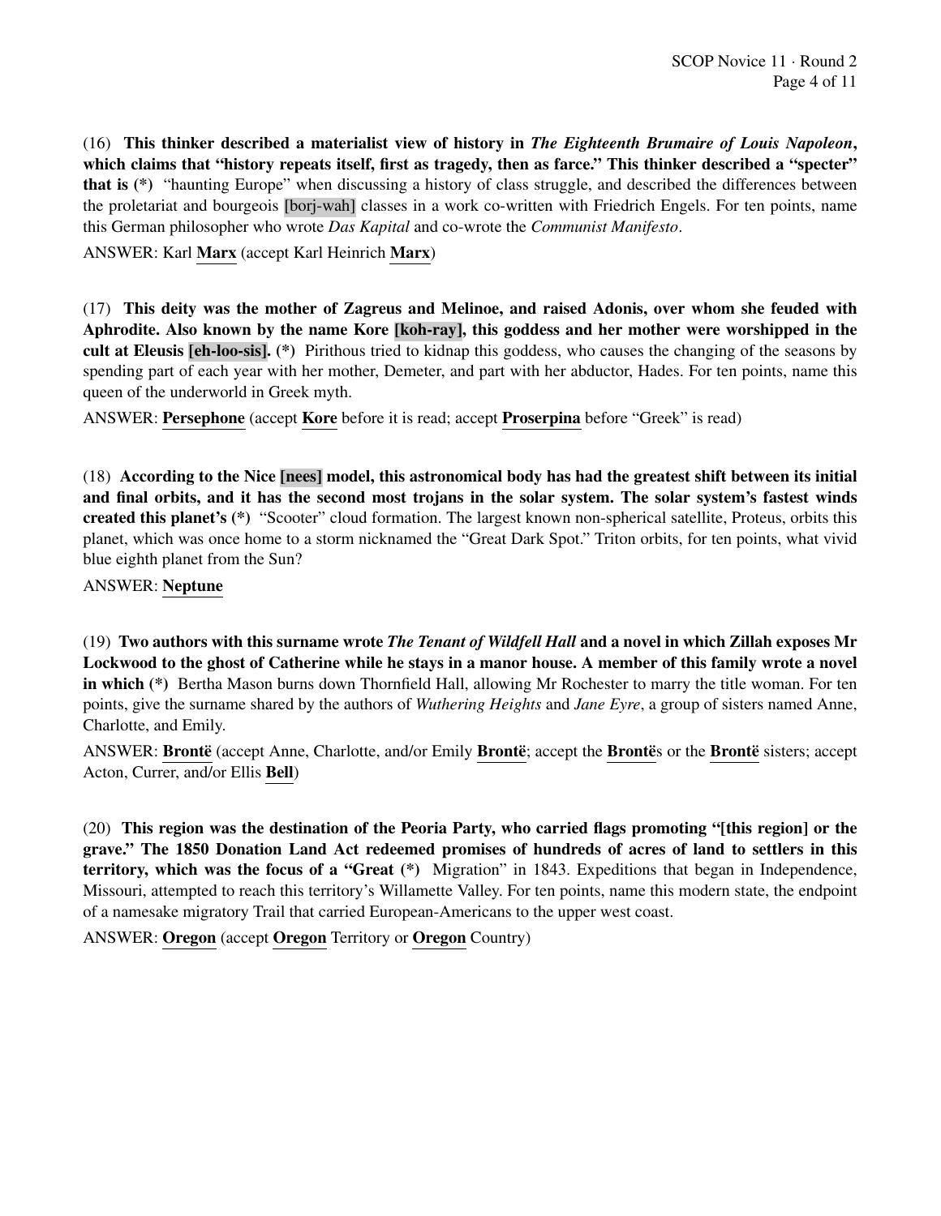(16) **This thinker described a materialist view of history in *The Eighteenth Brumaire of Louis Napoleon*, which claims that "history repeats itself, first as tragedy, then as farce." This thinker described a "specter" that is (*)** "haunting Europe" when discussing a history of class struggle, and described the differences between the proletariat and bourgeois [borj-wah] classes in a work co-written with Friedrich Engels. For ten points, name this German philosopher who wrote *Das Kapital* and co-wrote the *Communist Manifesto*.

ANSWER: Karl **Marx** (accept Karl Heinrich **Marx**)

(17) **This deity was the mother of Zagreus and Melinoe, and raised Adonis, over whom she feuded with Aphrodite. Also known by the name Kore [koh-ray], this goddess and her mother were worshipped in the cult at Eleusis [eh-loo-sis]. (*)** Pirithous tried to kidnap this goddess, who causes the changing of the seasons by spending part of each year with her mother, Demeter, and part with her abductor, Hades. For ten points, name this queen of the underworld in Greek myth.

ANSWER: **Persephone** (accept **Kore** before it is read; accept **Proserpina** before "Greek" is read)

(18) **According to the Nice [nees] model, this astronomical body has had the greatest shift between its initial and final orbits, and it has the second most trojans in the solar system. The solar system's fastest winds created this planet's (*)** "Scooter" cloud formation. The largest known non-spherical satellite, Proteus, orbits this planet, which was once home to a storm nicknamed the "Great Dark Spot." Triton orbits, for ten points, what vivid blue eighth planet from the Sun?

ANSWER: **Neptune**

(19) **Two authors with this surname wrote *The Tenant of Wildfell Hall* and a novel in which Zillah exposes Mr Lockwood to the ghost of Catherine while he stays in a manor house. A member of this family wrote a novel in which (*)** Bertha Mason burns down Thornfield Hall, allowing Mr Rochester to marry the title woman. For ten points, give the surname shared by the authors of *Wuthering Heights* and *Jane Eyre*, a group of sisters named Anne, Charlotte, and Emily.

ANSWER: **Brontë** (accept Anne, Charlotte, and/or Emily **Brontë**; accept the **Brontë**s or the **Brontë** sisters; accept Acton, Currer, and/or Ellis **Bell**)

(20) **This region was the destination of the Peoria Party, who carried flags promoting "[this region] or the grave." The 1850 Donation Land Act redeemed promises of hundreds of acres of land to settlers in this territory, which was the focus of a "Great (*)** Migration" in 1843. Expeditions that began in Independence, Missouri, attempted to reach this territory's Willamette Valley. For ten points, name this modern state, the endpoint of a namesake migratory Trail that carried European-Americans to the upper west coast.

ANSWER: **Oregon** (accept **Oregon** Territory or **Oregon** Country)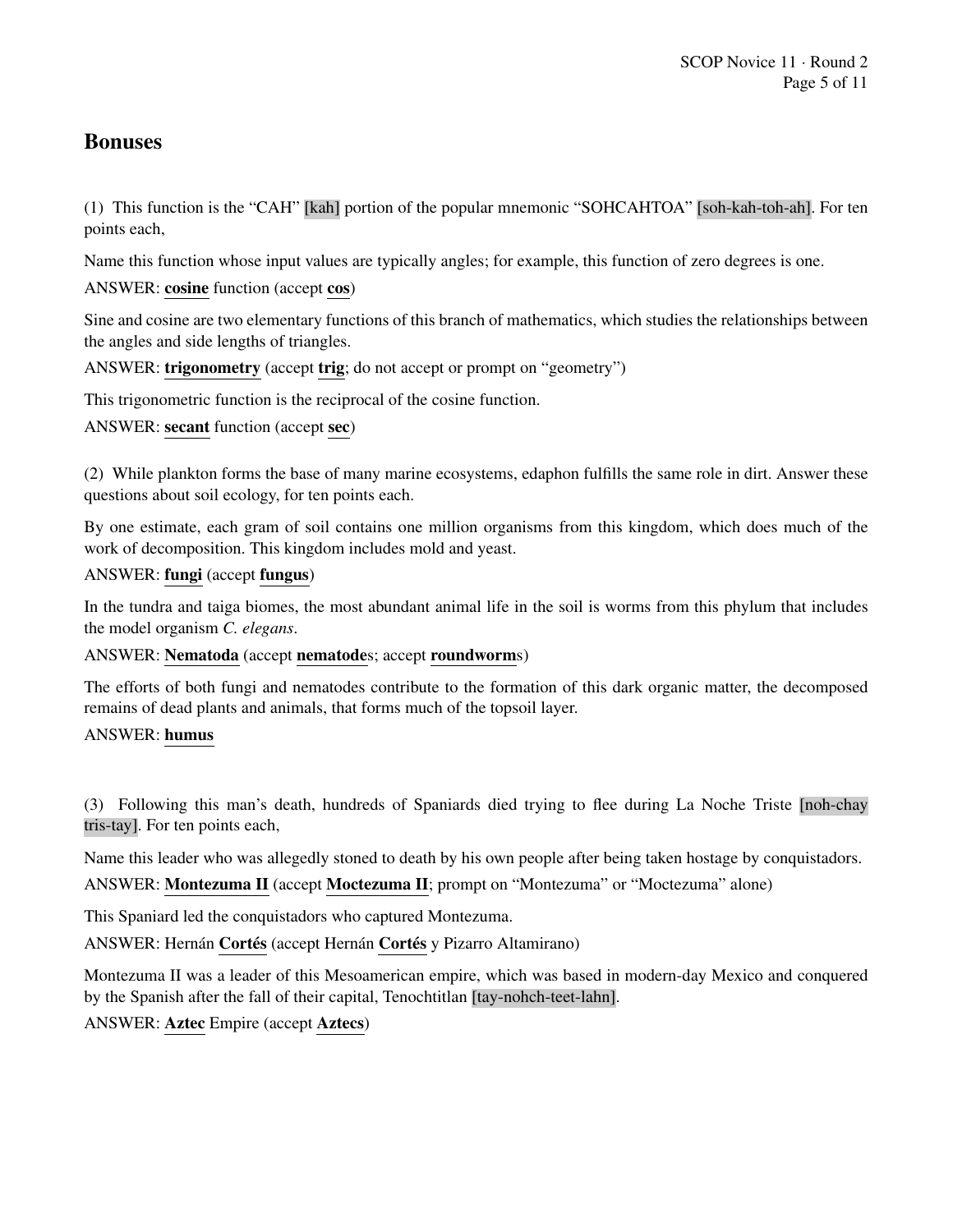## Bonuses

(1) This function is the "CAH" [kah] portion of the popular mnemonic "SOHCAHTOA" [soh-kah-toh-ah]. For ten points each,

Name this function whose input values are typically angles; for example, this function of zero degrees is one.

ANSWER: **cosine** function (accept **cos**)

Sine and cosine are two elementary functions of this branch of mathematics, which studies the relationships between the angles and side lengths of triangles.

ANSWER: **trigonometry** (accept **trig**; do not accept or prompt on "geometry")

This trigonometric function is the reciprocal of the cosine function.

ANSWER: **secant** function (accept **sec**)

(2) While plankton forms the base of many marine ecosystems, edaphon fulfills the same role in dirt. Answer these questions about soil ecology, for ten points each.

By one estimate, each gram of soil contains one million organisms from this kingdom, which does much of the work of decomposition. This kingdom includes mold and yeast.

ANSWER: **fungi** (accept **fungus**)

In the tundra and taiga biomes, the most abundant animal life in the soil is worms from this phylum that includes the model organism *C. elegans*.

ANSWER: **Nematoda** (accept **nematode**s; accept **roundworm**s)

The efforts of both fungi and nematodes contribute to the formation of this dark organic matter, the decomposed remains of dead plants and animals, that forms much of the topsoil layer.

ANSWER: **humus**

(3) Following this man's death, hundreds of Spaniards died trying to flee during La Noche Triste [noh-chay tris-tay]. For ten points each,

Name this leader who was allegedly stoned to death by his own people after being taken hostage by conquistadors.

ANSWER: **Montezuma II** (accept **Moctezuma II**; prompt on "Montezuma" or "Moctezuma" alone)

This Spaniard led the conquistadors who captured Montezuma.

ANSWER: Hernán **Cortés** (accept Hernán **Cortés** y Pizarro Altamirano)

Montezuma II was a leader of this Mesoamerican empire, which was based in modern-day Mexico and conquered by the Spanish after the fall of their capital, Tenochtitlan [tay-nohch-teet-lahn].

ANSWER: **Aztec** Empire (accept **Aztecs**)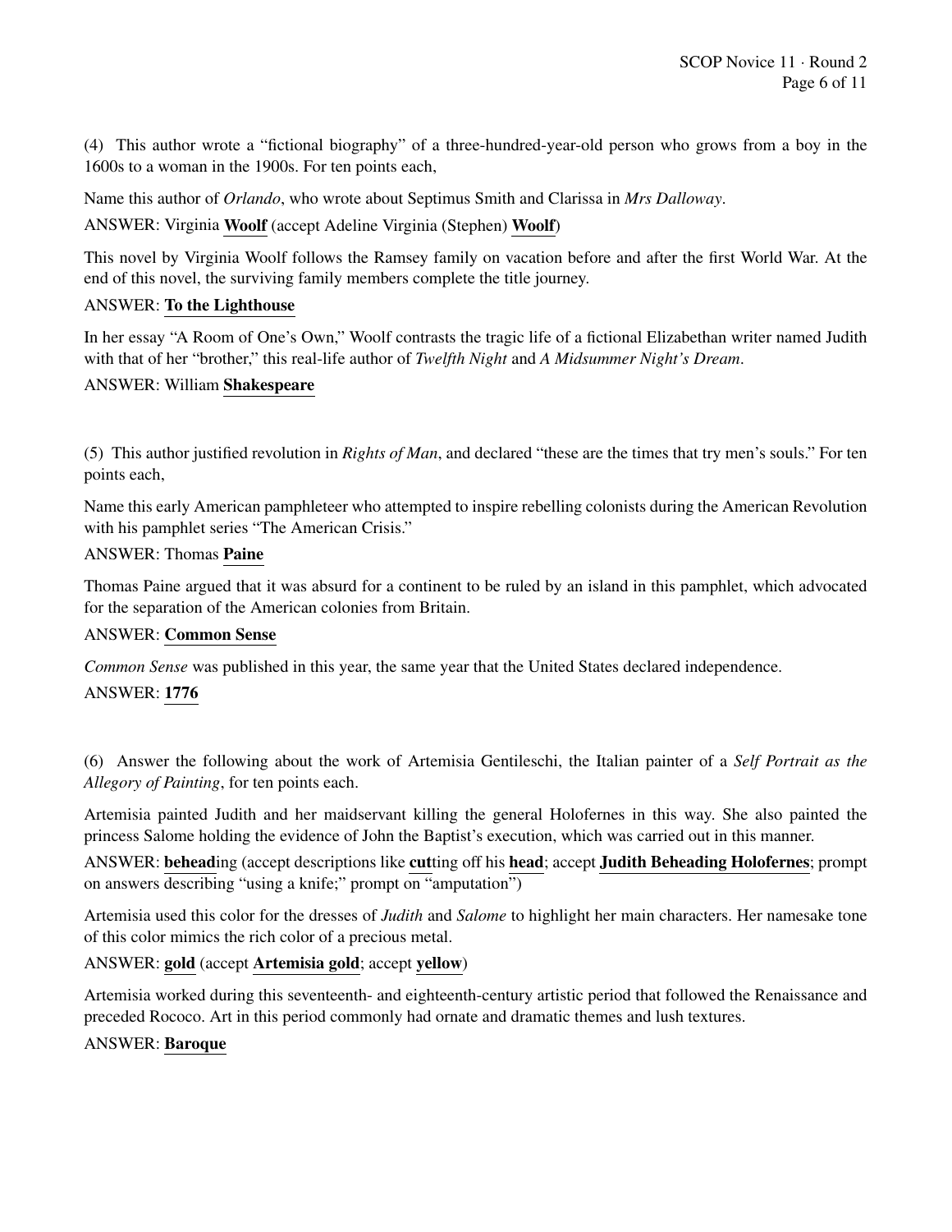(4) This author wrote a "fictional biography" of a three-hundred-year-old person who grows from a boy in the 1600s to a woman in the 1900s. For ten points each,

Name this author of *Orlando*, who wrote about Septimus Smith and Clarissa in *Mrs Dalloway*.

ANSWER: Virginia **Woolf** (accept Adeline Virginia (Stephen) **Woolf**)

This novel by Virginia Woolf follows the Ramsey family on vacation before and after the first World War. At the end of this novel, the surviving family members complete the title journey.

ANSWER: **To the Lighthouse**

In her essay "A Room of One's Own," Woolf contrasts the tragic life of a fictional Elizabethan writer named Judith with that of her "brother," this real-life author of *Twelfth Night* and *A Midsummer Night's Dream*.

ANSWER: William **Shakespeare**

(5) This author justified revolution in *Rights of Man*, and declared "these are the times that try men's souls." For ten points each,

Name this early American pamphleteer who attempted to inspire rebelling colonists during the American Revolution with his pamphlet series "The American Crisis."

ANSWER: Thomas **Paine**

Thomas Paine argued that it was absurd for a continent to be ruled by an island in this pamphlet, which advocated for the separation of the American colonies from Britain.

ANSWER: **Common Sense**

*Common Sense* was published in this year, the same year that the United States declared independence.

ANSWER: **1776**

(6) Answer the following about the work of Artemisia Gentileschi, the Italian painter of a *Self Portrait as the Allegory of Painting*, for ten points each.

Artemisia painted Judith and her maidservant killing the general Holofernes in this way. She also painted the princess Salome holding the evidence of John the Baptist's execution, which was carried out in this manner.

ANSWER: **behead**ing (accept descriptions like **cut**ting off his **head**; accept **Judith Beheading Holofernes**; prompt on answers describing "using a knife;" prompt on "amputation")

Artemisia used this color for the dresses of *Judith* and *Salome* to highlight her main characters. Her namesake tone of this color mimics the rich color of a precious metal.

ANSWER: **gold** (accept **Artemisia gold**; accept **yellow**)

Artemisia worked during this seventeenth- and eighteenth-century artistic period that followed the Renaissance and preceded Rococo. Art in this period commonly had ornate and dramatic themes and lush textures.

ANSWER: **Baroque**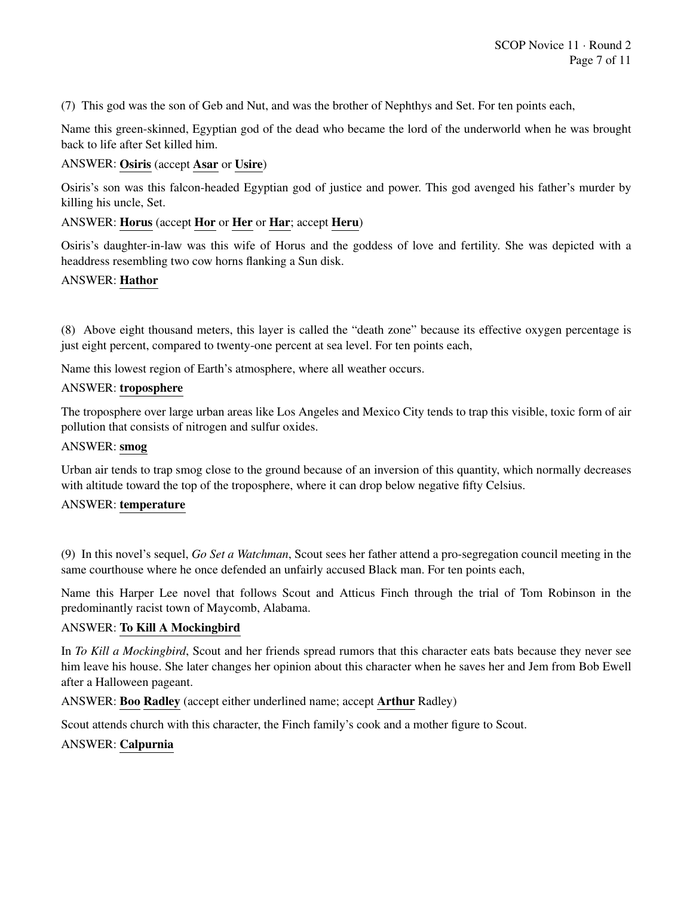(7) This god was the son of Geb and Nut, and was the brother of Nephthys and Set. For ten points each,

Name this green-skinned, Egyptian god of the dead who became the lord of the underworld when he was brought back to life after Set killed him.

ANSWER: **Osiris** (accept **Asar** or **Usire**)

Osiris's son was this falcon-headed Egyptian god of justice and power. This god avenged his father's murder by killing his uncle, Set.

ANSWER: **Horus** (accept **Hor** or **Her** or **Har**; accept **Heru**)

Osiris's daughter-in-law was this wife of Horus and the goddess of love and fertility. She was depicted with a headdress resembling two cow horns flanking a Sun disk.

ANSWER: **Hathor**

(8) Above eight thousand meters, this layer is called the "death zone" because its effective oxygen percentage is just eight percent, compared to twenty-one percent at sea level. For ten points each,

Name this lowest region of Earth's atmosphere, where all weather occurs.

ANSWER: **troposphere**

The troposphere over large urban areas like Los Angeles and Mexico City tends to trap this visible, toxic form of air pollution that consists of nitrogen and sulfur oxides.

ANSWER: **smog**

Urban air tends to trap smog close to the ground because of an inversion of this quantity, which normally decreases with altitude toward the top of the troposphere, where it can drop below negative fifty Celsius.

ANSWER: **temperature**

(9) In this novel's sequel, *Go Set a Watchman*, Scout sees her father attend a pro-segregation council meeting in the same courthouse where he once defended an unfairly accused Black man. For ten points each,

Name this Harper Lee novel that follows Scout and Atticus Finch through the trial of Tom Robinson in the predominantly racist town of Maycomb, Alabama.

ANSWER: **To Kill A Mockingbird**

In *To Kill a Mockingbird*, Scout and her friends spread rumors that this character eats bats because they never see him leave his house. She later changes her opinion about this character when he saves her and Jem from Bob Ewell after a Halloween pageant.

ANSWER: **Boo** **Radley** (accept either underlined name; accept **Arthur** Radley)

Scout attends church with this character, the Finch family's cook and a mother figure to Scout.

ANSWER: **Calpurnia**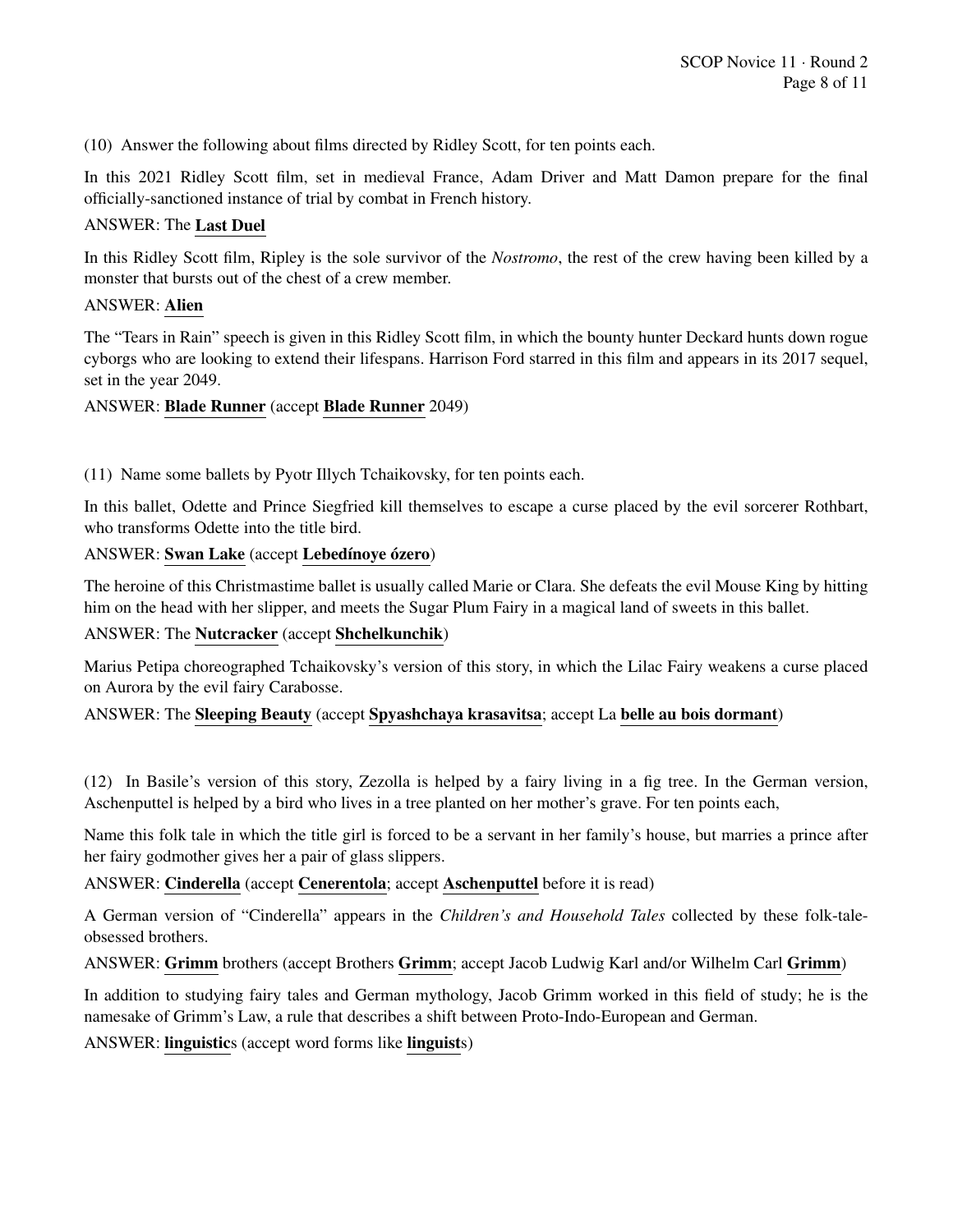(10) Answer the following about films directed by Ridley Scott, for ten points each.

In this 2021 Ridley Scott film, set in medieval France, Adam Driver and Matt Damon prepare for the final officially-sanctioned instance of trial by combat in French history.

ANSWER: The **Last Duel**

In this Ridley Scott film, Ripley is the sole survivor of the *Nostromo*, the rest of the crew having been killed by a monster that bursts out of the chest of a crew member.

ANSWER: **Alien**

The "Tears in Rain" speech is given in this Ridley Scott film, in which the bounty hunter Deckard hunts down rogue cyborgs who are looking to extend their lifespans. Harrison Ford starred in this film and appears in its 2017 sequel, set in the year 2049.

ANSWER: **Blade Runner** (accept **Blade Runner** 2049)

(11) Name some ballets by Pyotr Illych Tchaikovsky, for ten points each.

In this ballet, Odette and Prince Siegfried kill themselves to escape a curse placed by the evil sorcerer Rothbart, who transforms Odette into the title bird.

ANSWER: **Swan Lake** (accept **Lebedínoye ózero**)

The heroine of this Christmastime ballet is usually called Marie or Clara. She defeats the evil Mouse King by hitting him on the head with her slipper, and meets the Sugar Plum Fairy in a magical land of sweets in this ballet.

ANSWER: The **Nutcracker** (accept **Shchelkunchik**)

Marius Petipa choreographed Tchaikovsky's version of this story, in which the Lilac Fairy weakens a curse placed on Aurora by the evil fairy Carabosse.

ANSWER: The **Sleeping Beauty** (accept **Spyashchaya krasavitsa**; accept La **belle au bois dormant**)

(12) In Basile's version of this story, Zezolla is helped by a fairy living in a fig tree. In the German version, Aschenputtel is helped by a bird who lives in a tree planted on her mother's grave. For ten points each,

Name this folk tale in which the title girl is forced to be a servant in her family's house, but marries a prince after her fairy godmother gives her a pair of glass slippers.

ANSWER: **Cinderella** (accept **Cenerentola**; accept **Aschenputtel** before it is read)

A German version of "Cinderella" appears in the *Children's and Household Tales* collected by these folk-tale-obsessed brothers.

ANSWER: **Grimm** brothers (accept Brothers **Grimm**; accept Jacob Ludwig Karl and/or Wilhelm Carl **Grimm**)

In addition to studying fairy tales and German mythology, Jacob Grimm worked in this field of study; he is the namesake of Grimm's Law, a rule that describes a shift between Proto-Indo-European and German.

ANSWER: **linguistic**s (accept word forms like **linguist**s)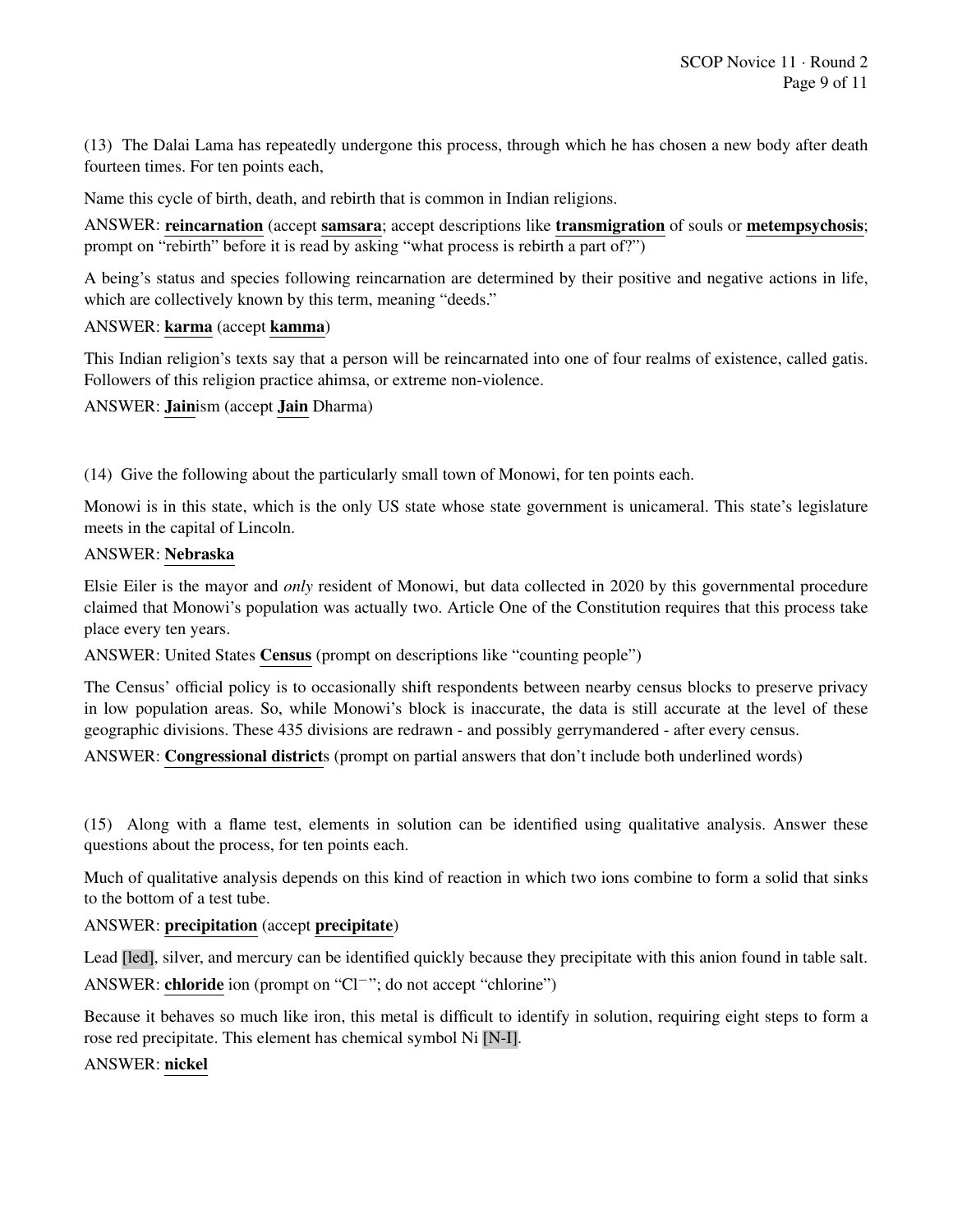(13) The Dalai Lama has repeatedly undergone this process, through which he has chosen a new body after death fourteen times. For ten points each,

Name this cycle of birth, death, and rebirth that is common in Indian religions.

ANSWER: **reincarnation** (accept **samsara**; accept descriptions like **transmigration** of souls or **metempsychosis**; prompt on "rebirth" before it is read by asking "what process is rebirth a part of?")

A being's status and species following reincarnation are determined by their positive and negative actions in life, which are collectively known by this term, meaning "deeds."

ANSWER: **karma** (accept **kamma**)

This Indian religion's texts say that a person will be reincarnated into one of four realms of existence, called gatis. Followers of this religion practice ahimsa, or extreme non-violence.

ANSWER: **Jain**ism (accept **Jain** Dharma)

(14) Give the following about the particularly small town of Monowi, for ten points each.

Monowi is in this state, which is the only US state whose state government is unicameral. This state's legislature meets in the capital of Lincoln.

ANSWER: **Nebraska**

Elsie Eiler is the mayor and *only* resident of Monowi, but data collected in 2020 by this governmental procedure claimed that Monowi's population was actually two. Article One of the Constitution requires that this process take place every ten years.

ANSWER: United States **Census** (prompt on descriptions like "counting people")

The Census' official policy is to occasionally shift respondents between nearby census blocks to preserve privacy in low population areas. So, while Monowi's block is inaccurate, the data is still accurate at the level of these geographic divisions. These 435 divisions are redrawn - and possibly gerrymandered - after every census.

ANSWER: **Congressional district**s (prompt on partial answers that don't include both underlined words)

(15) Along with a flame test, elements in solution can be identified using qualitative analysis. Answer these questions about the process, for ten points each.

Much of qualitative analysis depends on this kind of reaction in which two ions combine to form a solid that sinks to the bottom of a test tube.

ANSWER: **precipitation** (accept **precipitate**)

Lead [led], silver, and mercury can be identified quickly because they precipitate with this anion found in table salt.

ANSWER: **chloride** ion (prompt on "$Cl^-$"; do not accept "chlorine")

Because it behaves so much like iron, this metal is difficult to identify in solution, requiring eight steps to form a rose red precipitate. This element has chemical symbol Ni [N-I].

ANSWER: **nickel**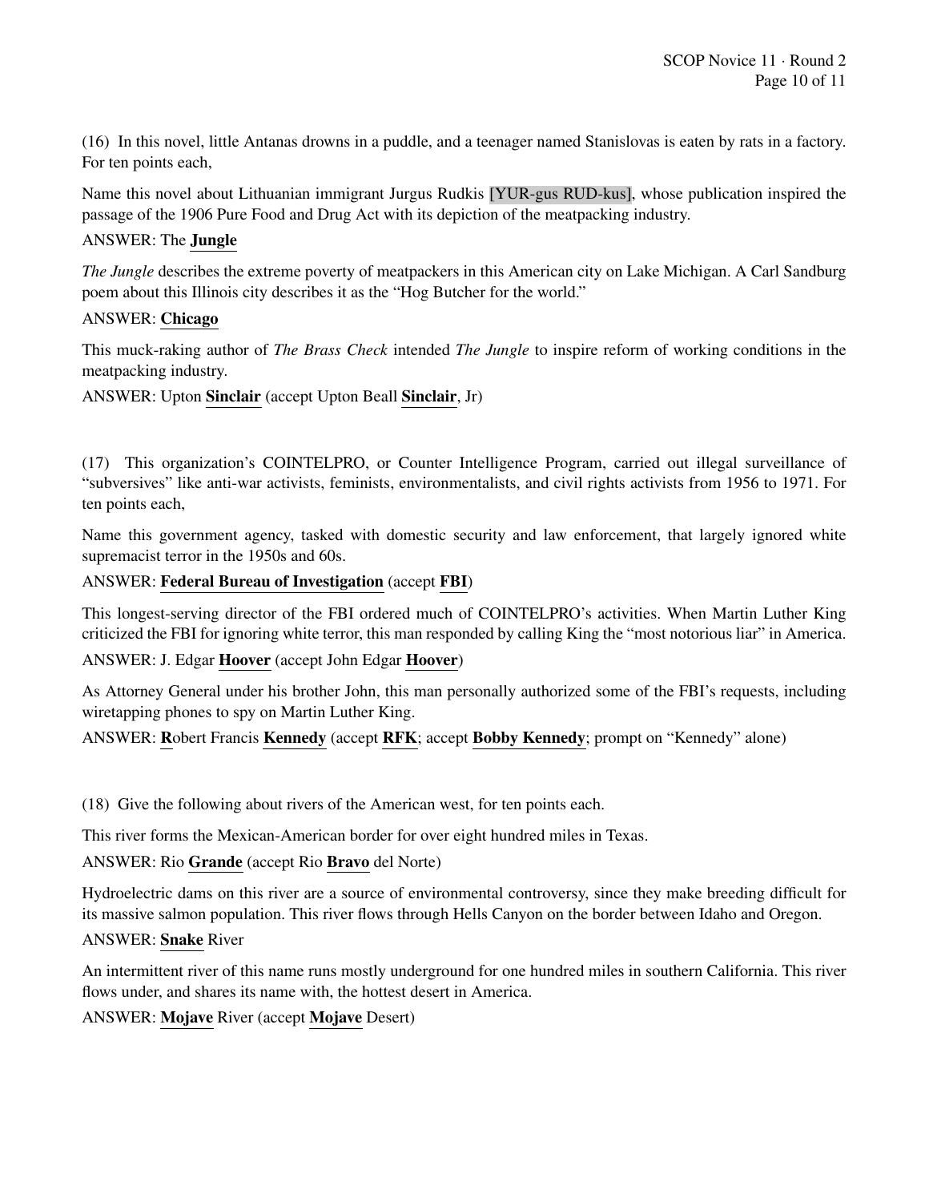(16) In this novel, little Antanas drowns in a puddle, and a teenager named Stanislovas is eaten by rats in a factory. For ten points each,

Name this novel about Lithuanian immigrant Jurgus Rudkis [YUR-gus RUD-kus], whose publication inspired the passage of the 1906 Pure Food and Drug Act with its depiction of the meatpacking industry.

ANSWER: The **Jungle**

*The Jungle* describes the extreme poverty of meatpackers in this American city on Lake Michigan. A Carl Sandburg poem about this Illinois city describes it as the "Hog Butcher for the world."

ANSWER: **Chicago**

This muck-raking author of *The Brass Check* intended *The Jungle* to inspire reform of working conditions in the meatpacking industry.

ANSWER: Upton **Sinclair** (accept Upton Beall **Sinclair**, Jr)

(17) This organization's COINTELPRO, or Counter Intelligence Program, carried out illegal surveillance of "subversives" like anti-war activists, feminists, environmentalists, and civil rights activists from 1956 to 1971. For ten points each,

Name this government agency, tasked with domestic security and law enforcement, that largely ignored white supremacist terror in the 1950s and 60s.

ANSWER: **Federal Bureau of Investigation** (accept **FBI**)

This longest-serving director of the FBI ordered much of COINTELPRO's activities. When Martin Luther King criticized the FBI for ignoring white terror, this man responded by calling King the "most notorious liar" in America.

ANSWER: J. Edgar **Hoover** (accept John Edgar **Hoover**)

As Attorney General under his brother John, this man personally authorized some of the FBI's requests, including wiretapping phones to spy on Martin Luther King.

ANSWER: **R**obert Francis **Kennedy** (accept **RFK**; accept **Bobby Kennedy**; prompt on "Kennedy" alone)

(18) Give the following about rivers of the American west, for ten points each.

This river forms the Mexican-American border for over eight hundred miles in Texas.

ANSWER: Rio **Grande** (accept Rio **Bravo** del Norte)

Hydroelectric dams on this river are a source of environmental controversy, since they make breeding difficult for its massive salmon population. This river flows through Hells Canyon on the border between Idaho and Oregon.

ANSWER: **Snake** River

An intermittent river of this name runs mostly underground for one hundred miles in southern California. This river flows under, and shares its name with, the hottest desert in America.

ANSWER: **Mojave** River (accept **Mojave** Desert)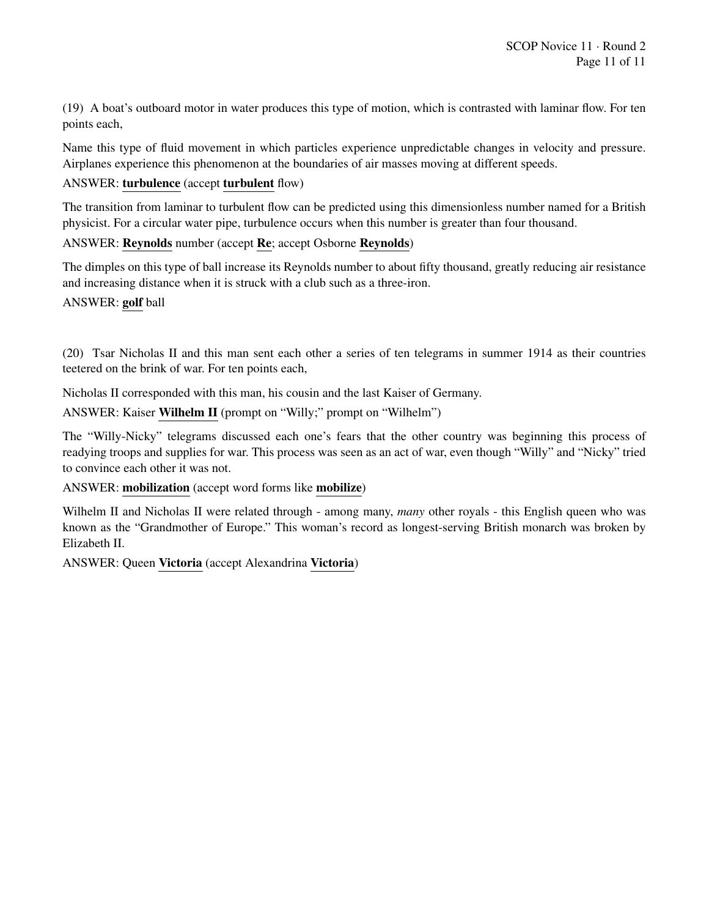(19) A boat's outboard motor in water produces this type of motion, which is contrasted with laminar flow. For ten points each,

Name this type of fluid movement in which particles experience unpredictable changes in velocity and pressure. Airplanes experience this phenomenon at the boundaries of air masses moving at different speeds.

ANSWER: **turbulence** (accept **turbulent** flow)

The transition from laminar to turbulent flow can be predicted using this dimensionless number named for a British physicist. For a circular water pipe, turbulence occurs when this number is greater than four thousand.

ANSWER: **Reynolds** number (accept **Re**; accept Osborne **Reynolds**)

The dimples on this type of ball increase its Reynolds number to about fifty thousand, greatly reducing air resistance and increasing distance when it is struck with a club such as a three-iron.

ANSWER: **golf** ball

(20) Tsar Nicholas II and this man sent each other a series of ten telegrams in summer 1914 as their countries teetered on the brink of war. For ten points each,

Nicholas II corresponded with this man, his cousin and the last Kaiser of Germany.

ANSWER: Kaiser **Wilhelm II** (prompt on "Willy;" prompt on "Wilhelm")

The "Willy-Nicky" telegrams discussed each one's fears that the other country was beginning this process of readying troops and supplies for war. This process was seen as an act of war, even though "Willy" and "Nicky" tried to convince each other it was not.

ANSWER: **mobilization** (accept word forms like **mobilize**)

Wilhelm II and Nicholas II were related through - among many, *many* other royals - this English queen who was known as the "Grandmother of Europe." This woman's record as longest-serving British monarch was broken by Elizabeth II.

ANSWER: Queen **Victoria** (accept Alexandrina **Victoria**)